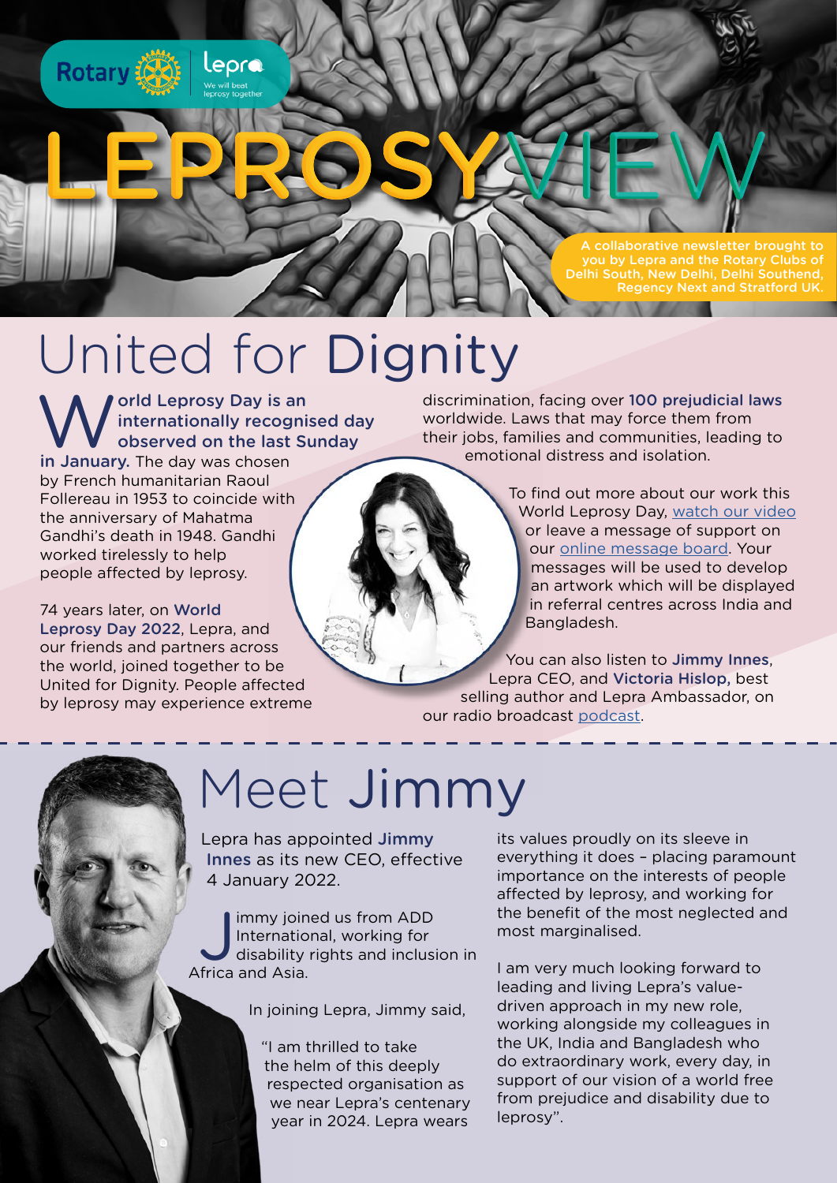Rotary | Lepra — We will beat leprosy together

# LEPROSYVIEW

A collaborative newsletter brought to you by Lepra and the Rotary Clubs of Delhi South, New Delhi, Delhi Southend, Regency Next and Stratford UK.

## United for Dignity

**World Leprosy Day is an internationally recognised day observed on the last Sunday in January.** The day was chosen by French humanitarian Raoul Follereau in 1953 to coincide with the anniversary of Mahatma Gandhi's death in 1948. Gandhi worked tirelessly to help people affected by leprosy.

74 years later, on **World Leprosy Day 2022**, Lepra, and our friends and partners across the world, joined together to be United for Dignity. People affected by leprosy may experience extreme discrimination, facing over **100 prejudicial laws** worldwide. Laws that may force them from their jobs, families and communities, leading to emotional distress and isolation.

To find out more about our work this World Leprosy Day, watch our video or leave a message of support on our online message board. Your messages will be used to develop an artwork which will be displayed in referral centres across India and Bangladesh.

You can also listen to **Jimmy Innes**, Lepra CEO, and **Victoria Hislop**, best selling author and Lepra Ambassador, on our radio broadcast podcast.

## Meet Jimmy

Lepra has appointed **Jimmy Innes** as its new CEO, effective 4 January 2022.

Jimmy joined us from ADD International, working for disability rights and inclusion in Africa and Asia.

In joining Lepra, Jimmy said,

"I am thrilled to take the helm of this deeply respected organisation as we near Lepra's centenary year in 2024. Lepra wears its values proudly on its sleeve in everything it does – placing paramount importance on the interests of people affected by leprosy, and working for the benefit of the most neglected and most marginalised.

I am very much looking forward to leading and living Lepra's value-driven approach in my new role, working alongside my colleagues in the UK, India and Bangladesh who do extraordinary work, every day, in support of our vision of a world free from prejudice and disability due to leprosy".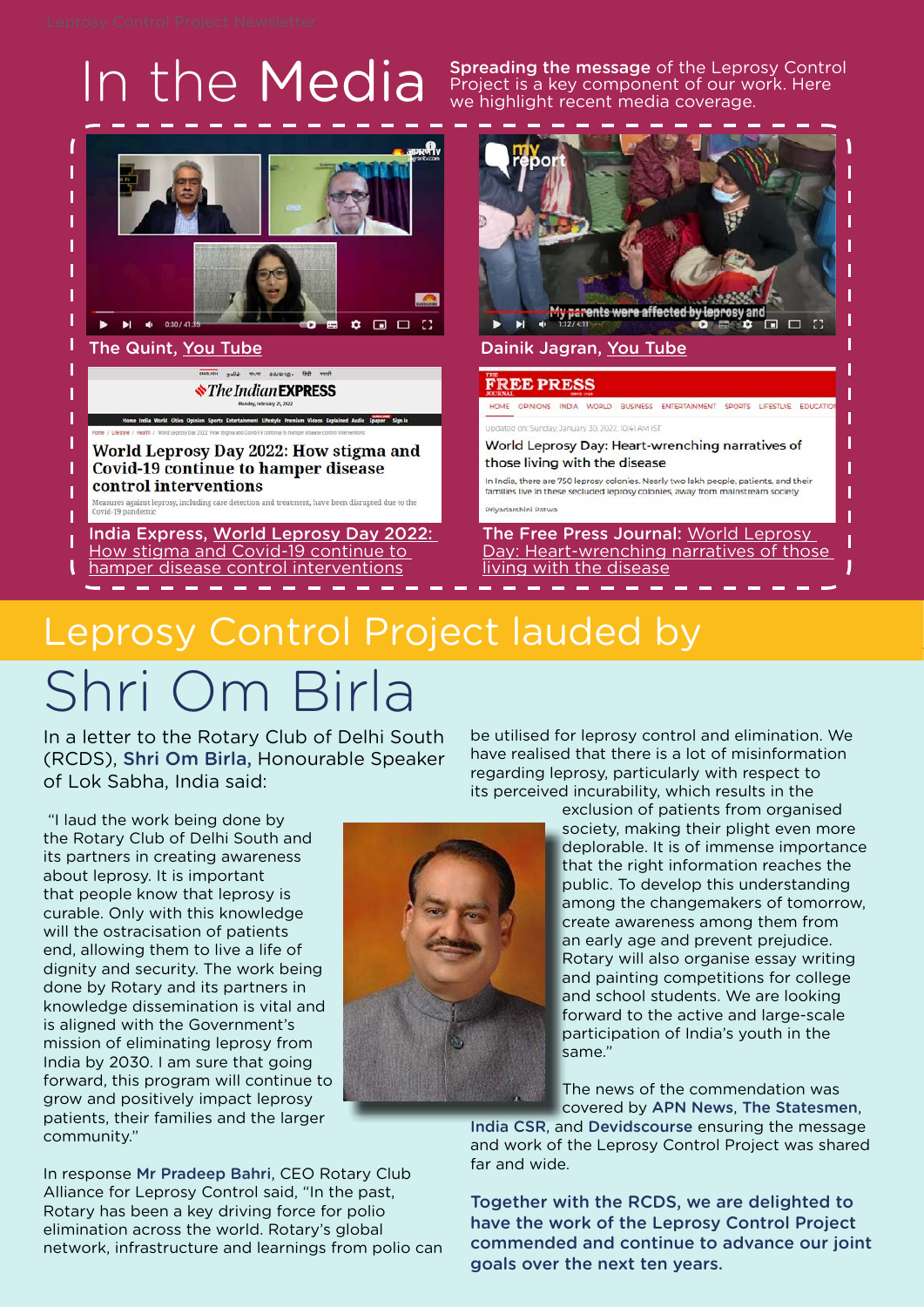# In the Media

**Spreading the message** of the Leprosy Control Project is a key component of our work. Here we highlight recent media coverage.

**The Quint,** You Tube

**Dainik Jagran,** You Tube

**India Express,** World Leprosy Day 2022: How stigma and Covid-19 continue to hamper disease control interventions

**The Free Press Journal:** World Leprosy Day: Heart-wrenching narratives of those living with the disease

## Leprosy Control Project lauded by

# Shri Om Birla

In a letter to the Rotary Club of Delhi South (RCDS), **Shri Om Birla,** Honourable Speaker of Lok Sabha, India said:

"I laud the work being done by the Rotary Club of Delhi South and its partners in creating awareness about leprosy. It is important that people know that leprosy is curable. Only with this knowledge will the ostracisation of patients end, allowing them to live a life of dignity and security. The work being done by Rotary and its partners in knowledge dissemination is vital and is aligned with the Government's mission of eliminating leprosy from India by 2030. I am sure that going forward, this program will continue to grow and positively impact leprosy patients, their families and the larger community."

In response **Mr Pradeep Bahri**, CEO Rotary Club Alliance for Leprosy Control said, "In the past, Rotary has been a key driving force for polio elimination across the world. Rotary's global network, infrastructure and learnings from polio can be utilised for leprosy control and elimination. We have realised that there is a lot of misinformation regarding leprosy, particularly with respect to its perceived incurability, which results in the exclusion of patients from organised society, making their plight even more deplorable. It is of immense importance that the right information reaches the public. To develop this understanding among the changemakers of tomorrow, create awareness among them from an early age and prevent prejudice. Rotary will also organise essay writing and painting competitions for college and school students. We are looking forward to the active and large-scale participation of India's youth in the same."

The news of the commendation was covered by **APN News**, **The Statesmen**, **India CSR**, and **Devidscourse** ensuring the message and work of the Leprosy Control Project was shared far and wide.

**Together with the RCDS, we are delighted to have the work of the Leprosy Control Project commended and continue to advance our joint goals over the next ten years.**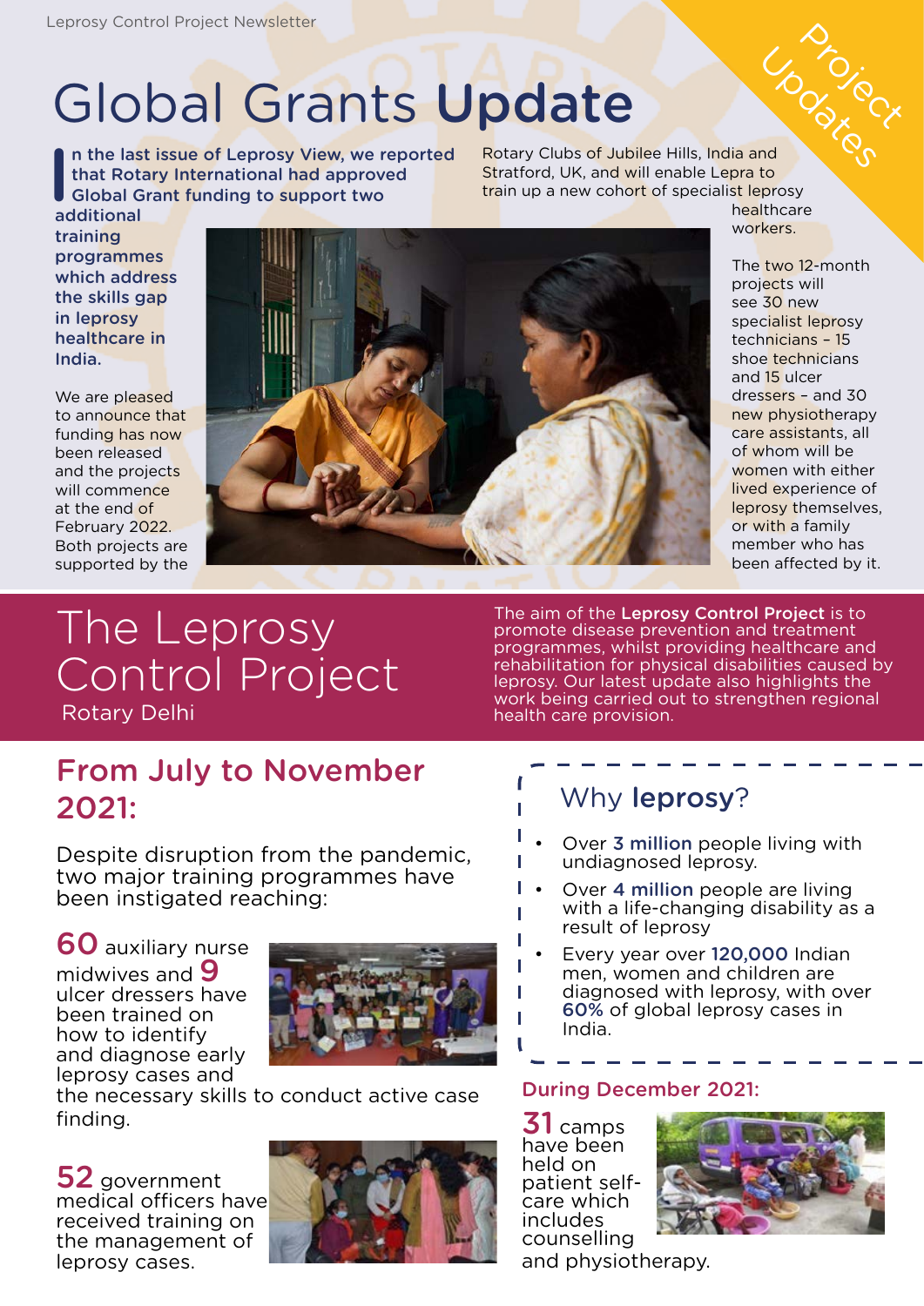# Global Grants Update

Project Updates

In the last issue of Leprosy View, we reported that Rotary International had approved Global Grant funding to support two additional training programmes which address the skills gap in leprosy healthcare in India.

We are pleased to announce that funding has now been released and the projects will commence at the end of February 2022. Both projects are supported by the Rotary Clubs of Jubilee Hills, India and Stratford, UK, and will enable Lepra to train up a new cohort of specialist leprosy healthcare workers.

The two 12-month projects will see 30 new specialist leprosy technicians – 15 shoe technicians and 15 ulcer dressers – and 30 new physiotherapy care assistants, all of whom will be women with either lived experience of leprosy themselves, or with a family member who has been affected by it.

## The Leprosy Control Project

Rotary Delhi

The aim of the **Leprosy Control Project** is to promote disease prevention and treatment programmes, whilst providing healthcare and rehabilitation for physical disabilities caused by leprosy. Our latest update also highlights the work being carried out to strengthen regional health care provision.

### From July to November 2021:

Despite disruption from the pandemic, two major training programmes have been instigated reaching:

**60** auxiliary nurse midwives and **9** ulcer dressers have been trained on how to identify and diagnose early leprosy cases and the necessary skills to conduct active case finding.

**52** government medical officers have received training on the management of leprosy cases.

### Why **leprosy**?

- Over **3 million** people living with undiagnosed leprosy.
- Over **4 million** people are living with a life-changing disability as a result of leprosy
- Every year over **120,000** Indian men, women and children are diagnosed with leprosy, with over **60%** of global leprosy cases in India.

### During December 2021:

**31** camps have been held on patient self-care which includes counselling and physiotherapy.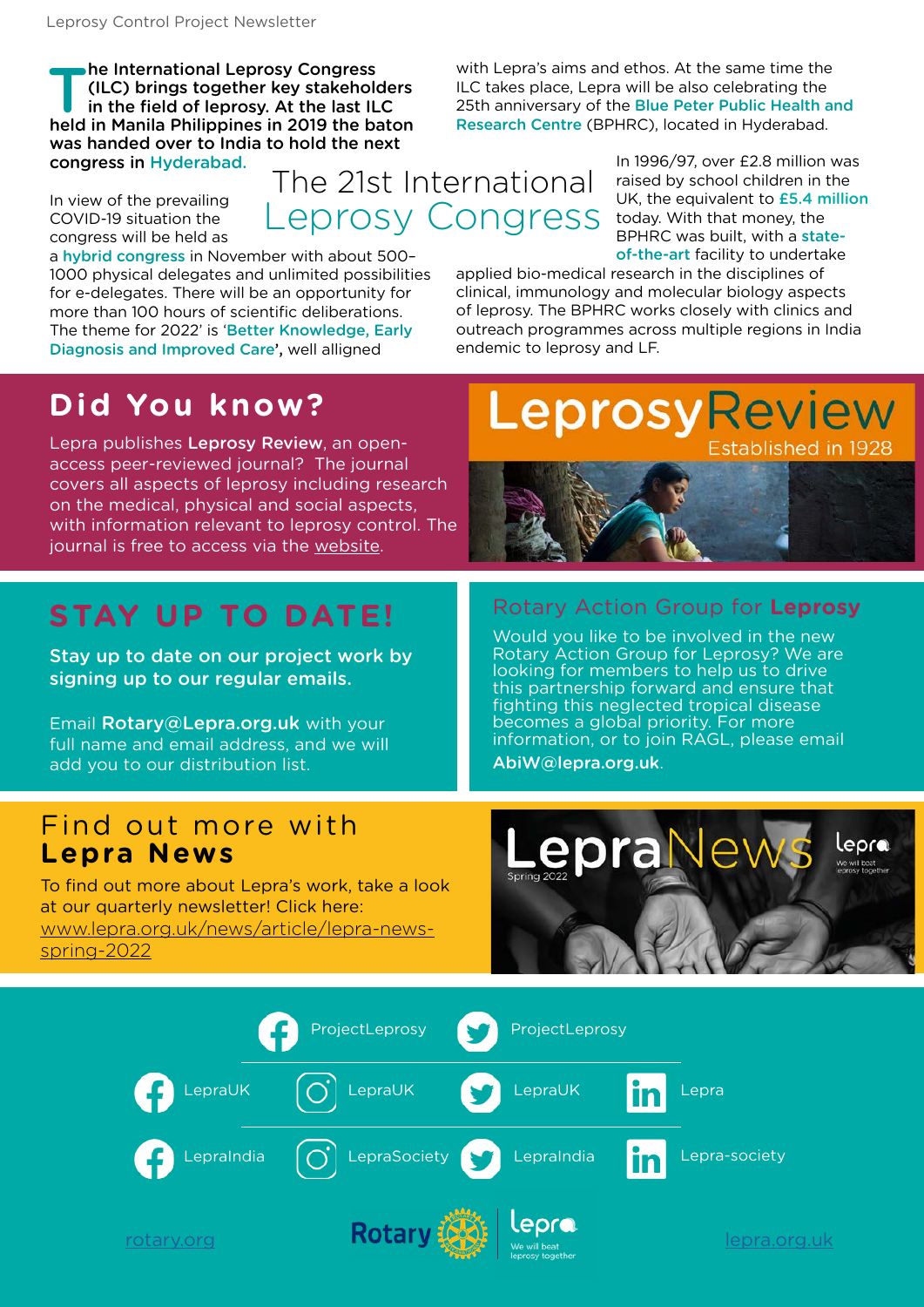# The 21st International Leprosy Congress

The International Leprosy Congress (ILC) brings together key stakeholders in the field of leprosy. At the last ILC held in Manila Philippines in 2019 the baton was handed over to India to hold the next congress in Hyderabad.

In view of the prevailing COVID-19 situation the congress will be held as a hybrid congress in November with about 500–1000 physical delegates and unlimited possibilities for e-delegates. There will be an opportunity for more than 100 hours of scientific deliberations. The theme for 2022' is '**Better Knowledge, Early Diagnosis and Improved Care**', well alligned with Lepra's aims and ethos. At the same time the ILC takes place, Lepra will be also celebrating the 25th anniversary of the Blue Peter Public Health and Research Centre (BPHRC), located in Hyderabad.

In 1996/97, over £2.8 million was raised by school children in the UK, the equivalent to £5.4 million today. With that money, the BPHRC was built, with a state-of-the-art facility to undertake applied bio-medical research in the disciplines of clinical, immunology and molecular biology aspects of leprosy. The BPHRC works closely with clinics and outreach programmes across multiple regions in India endemic to leprosy and LF.

## Did You know?

Lepra publishes **Leprosy Review**, an open-access peer-reviewed journal? The journal covers all aspects of leprosy including research on the medical, physical and social aspects, with information relevant to leprosy control. The journal is free to access via the website.

LeprosyReview
Established in 1928

## STAY UP TO DATE!

**Stay up to date on our project work by signing up to our regular emails.**

Email **Rotary@Lepra.org.uk** with your full name and email address, and we will add you to our distribution list.

## Rotary Action Group for **Leprosy**

Would you like to be involved in the new Rotary Action Group for Leprosy? We are looking for members to help us to drive this partnership forward and ensure that fighting this neglected tropical disease becomes a global priority. For more information, or to join RAGL, please email **AbiW@lepra.org.uk**.

## Find out more with **Lepra News**

To find out more about Lepra's work, take a look at our quarterly newsletter! Click here: www.lepra.org.uk/news/article/lepra-news-spring-2022

LepraNews
Spring 2022
lepra
We will beat leprosy together

ProjectLeprosy ProjectLeprosy

LepraUK LepraUK LepraUK Lepra

LepraIndia LepraSociety LepraIndia Lepra-society

rotary.org

Rotary | lepra We will beat leprosy together

lepra.org.uk